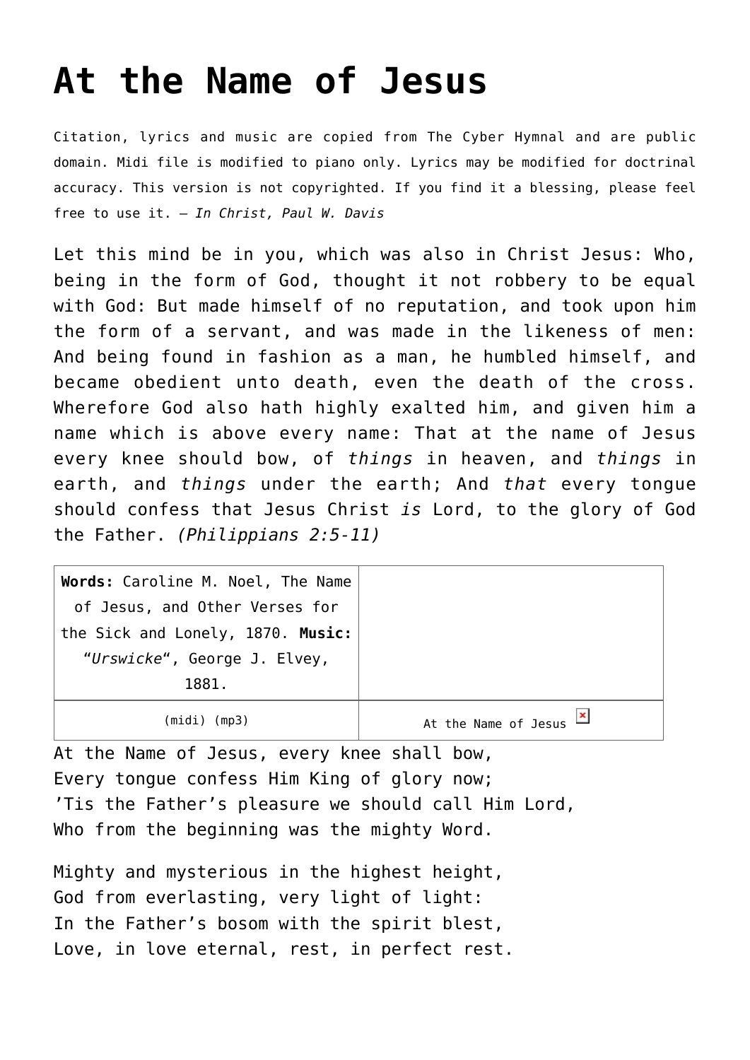# At the Name of Jesus

Citation, lyrics and music are copied from The Cyber Hymnal and are public domain. Midi file is modified to piano only. Lyrics may be modified for doctrinal accuracy. This version is not copyrighted. If you find it a blessing, please feel free to use it. — *In Christ, Paul W. Davis*

Let this mind be in you, which was also in Christ Jesus: Who, being in the form of God, thought it not robbery to be equal with God: But made himself of no reputation, and took upon him the form of a servant, and was made in the likeness of men: And being found in fashion as a man, he humbled himself, and became obedient unto death, even the death of the cross. Wherefore God also hath highly exalted him, and given him a name which is above every name: That at the name of Jesus every knee should bow, of *things* in heaven, and *things* in earth, and *things* under the earth; And *that* every tongue should confess that Jesus Christ *is* Lord, to the glory of God the Father. *(Philippians 2:5-11)*

| **Words:** Caroline M. Noel, The Name of Jesus, and Other Verses for the Sick and Lonely, 1870. **Music:** "*Urswicke*", George J. Elvey, 1881. | |
|---|---|
| (midi) (mp3) | At the Name of Jesus |

At the Name of Jesus, every knee shall bow,
Every tongue confess Him King of glory now;
'Tis the Father's pleasure we should call Him Lord,
Who from the beginning was the mighty Word.

Mighty and mysterious in the highest height,
God from everlasting, very light of light:
In the Father's bosom with the spirit blest,
Love, in love eternal, rest, in perfect rest.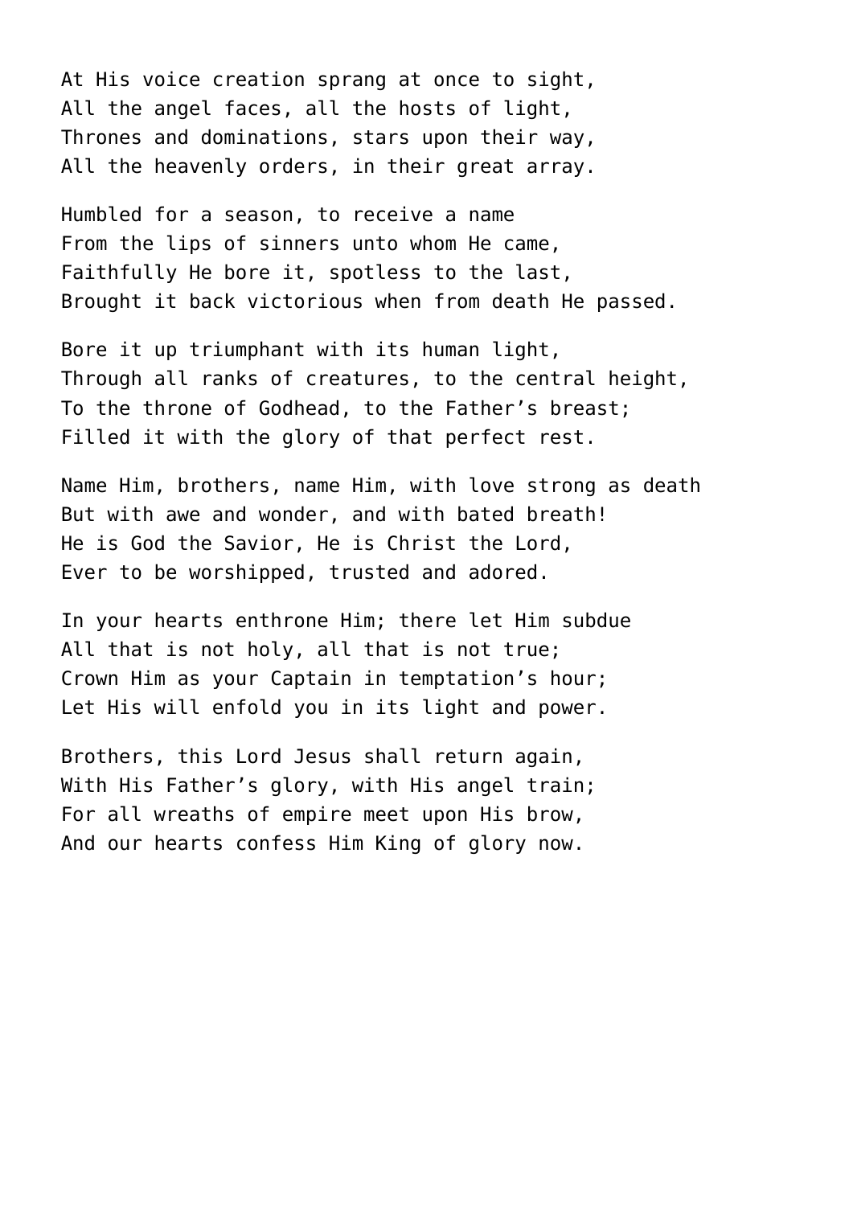At His voice creation sprang at once to sight,
All the angel faces, all the hosts of light,
Thrones and dominations, stars upon their way,
All the heavenly orders, in their great array.

Humbled for a season, to receive a name
From the lips of sinners unto whom He came,
Faithfully He bore it, spotless to the last,
Brought it back victorious when from death He passed.

Bore it up triumphant with its human light,
Through all ranks of creatures, to the central height,
To the throne of Godhead, to the Father's breast;
Filled it with the glory of that perfect rest.

Name Him, brothers, name Him, with love strong as death
But with awe and wonder, and with bated breath!
He is God the Savior, He is Christ the Lord,
Ever to be worshipped, trusted and adored.

In your hearts enthrone Him; there let Him subdue
All that is not holy, all that is not true;
Crown Him as your Captain in temptation's hour;
Let His will enfold you in its light and power.

Brothers, this Lord Jesus shall return again,
With His Father's glory, with His angel train;
For all wreaths of empire meet upon His brow,
And our hearts confess Him King of glory now.